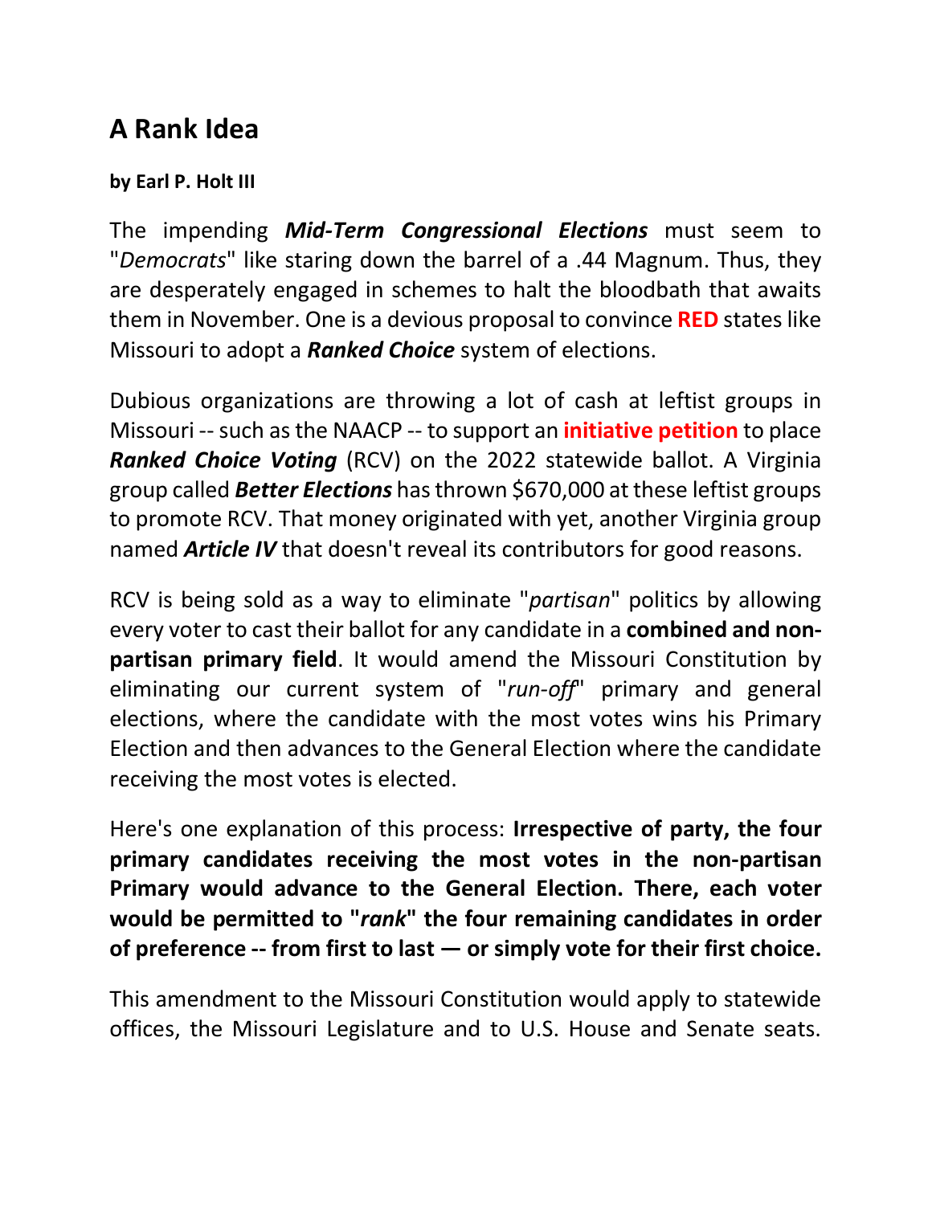# A Rank Idea

**by Earl P. Holt III**

The impending ***Mid-Term Congressional Elections*** must seem to "*Democrats*" like staring down the barrel of a .44 Magnum. Thus, they are desperately engaged in schemes to halt the bloodbath that awaits them in November. One is a devious proposal to convince **RED** states like Missouri to adopt a ***Ranked Choice*** system of elections.

Dubious organizations are throwing a lot of cash at leftist groups in Missouri -- such as the NAACP -- to support an **initiative petition** to place ***Ranked Choice Voting*** (RCV) on the 2022 statewide ballot. A Virginia group called ***Better Elections*** has thrown $670,000 at these leftist groups to promote RCV. That money originated with yet, another Virginia group named ***Article IV*** that doesn't reveal its contributors for good reasons.

RCV is being sold as a way to eliminate "*partisan*" politics by allowing every voter to cast their ballot for any candidate in a **combined and non-partisan primary field**. It would amend the Missouri Constitution by eliminating our current system of "*run-off*" primary and general elections, where the candidate with the most votes wins his Primary Election and then advances to the General Election where the candidate receiving the most votes is elected.

Here's one explanation of this process: **Irrespective of party, the four primary candidates receiving the most votes in the non-partisan Primary would advance to the General Election. There, each voter would be permitted to "*rank*" the four remaining candidates in order of preference -- from first to last — or simply vote for their first choice.**

This amendment to the Missouri Constitution would apply to statewide offices, the Missouri Legislature and to U.S. House and Senate seats.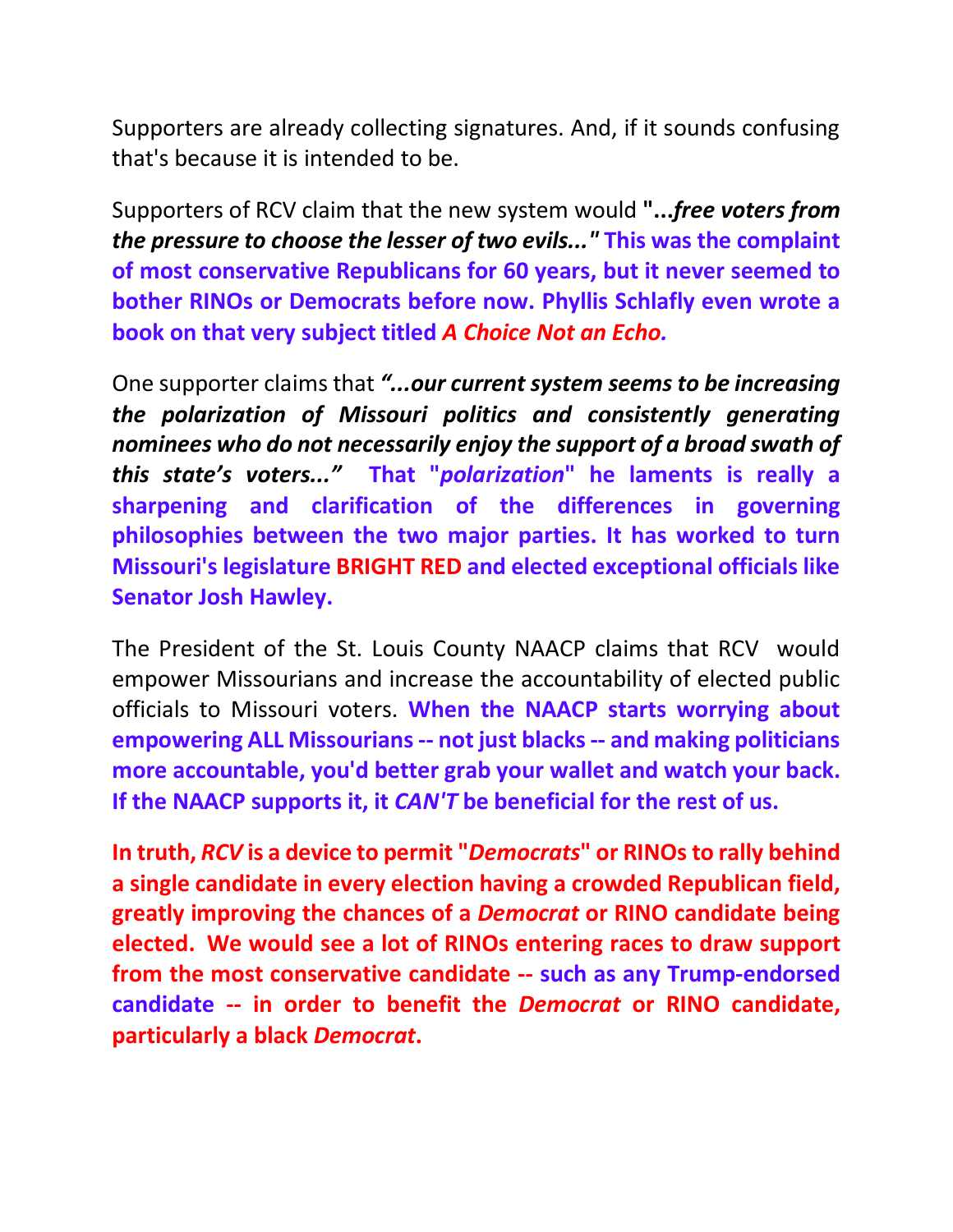Supporters are already collecting signatures. And, if it sounds confusing that's because it is intended to be.

Supporters of RCV claim that the new system would **"...*free voters from the pressure to choose the lesser of two evils...*"** **This was the complaint of most conservative Republicans for 60 years, but it never seemed to bother RINOs or Democrats before now. Phyllis Schlafly even wrote a book on that very subject titled *A Choice Not an Echo*.**

One supporter claims that ***"...our current system seems to be increasing the polarization of Missouri politics and consistently generating nominees who do not necessarily enjoy the support of a broad swath of this state's voters..."*** **That "*polarization*" he laments is really a sharpening and clarification of the differences in governing philosophies between the two major parties. It has worked to turn Missouri's legislature BRIGHT RED and elected exceptional officials like Senator Josh Hawley.**

The President of the St. Louis County NAACP claims that RCV would empower Missourians and increase the accountability of elected public officials to Missouri voters. **When the NAACP starts worrying about empowering ALL Missourians -- not just blacks -- and making politicians more accountable, you'd better grab your wallet and watch your back. If the NAACP supports it, it *CAN'T* be beneficial for the rest of us.**

**In truth, *RCV* is a device to permit "*Democrats*" or RINOs to rally behind a single candidate in every election having a crowded Republican field, greatly improving the chances of a *Democrat* or RINO candidate being elected. We would see a lot of RINOs entering races to draw support from the most conservative candidate -- such as any Trump-endorsed candidate -- in order to benefit the *Democrat* or RINO candidate, particularly a black *Democrat*.**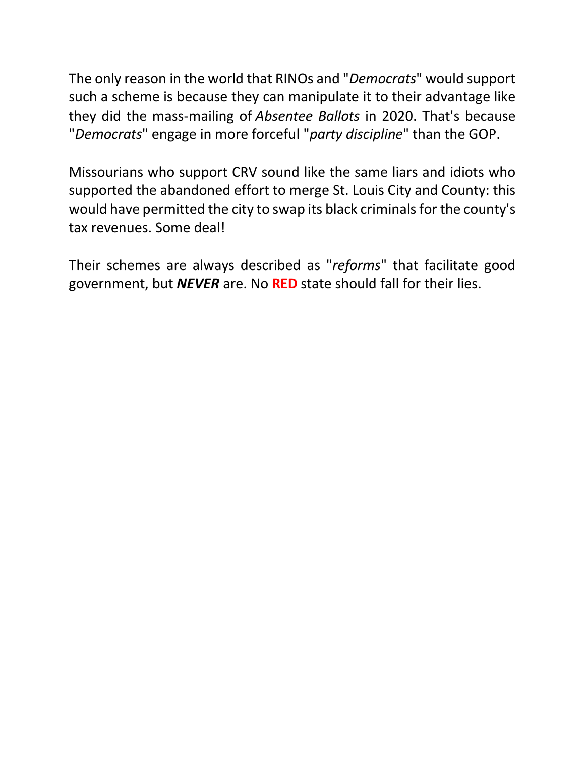The only reason in the world that RINOs and "*Democrats*" would support such a scheme is because they can manipulate it to their advantage like they did the mass-mailing of *Absentee Ballots* in 2020. That's because "*Democrats*" engage in more forceful "*party discipline*" than the GOP.

Missourians who support CRV sound like the same liars and idiots who supported the abandoned effort to merge St. Louis City and County: this would have permitted the city to swap its black criminals for the county's tax revenues. Some deal!

Their schemes are always described as "*reforms*" that facilitate good government, but ***NEVER*** are. No **RED** state should fall for their lies.